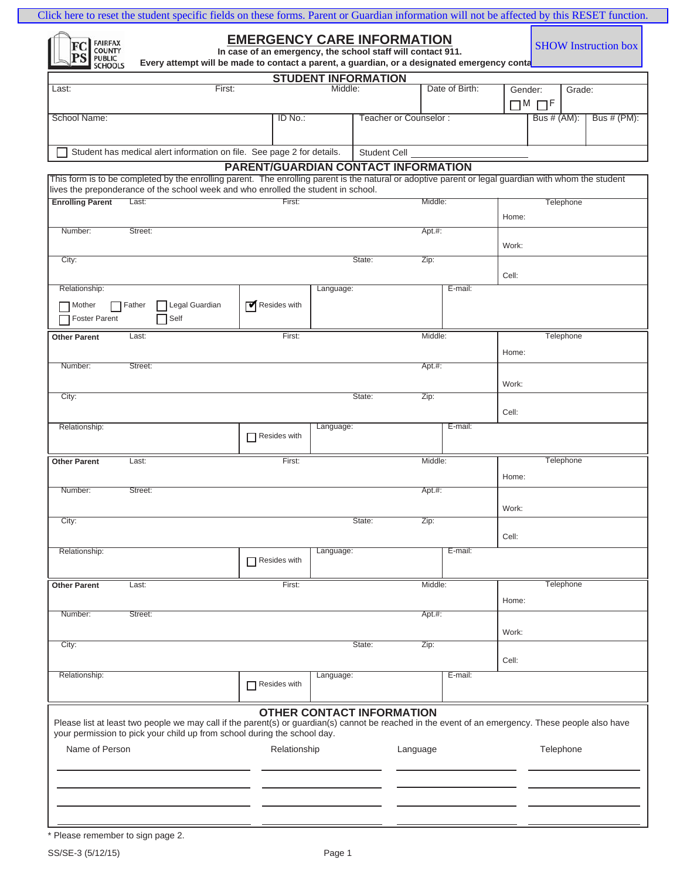Click here to reset the student specific fields on these forms. Parent or Guardian information will not be affected by this RESET function.

FAIRFAX COUNTY PUBLIC SCHOOLS

# EMERGENCY CARE INFORMATION

**In case of an emergency, the school staff will contact 911.**
**Every attempt will be made to contact a parent, a guardian, or a designated emergency conta**

SHOW Instruction box

## STUDENT INFORMATION

| Last: | First: | Middle: | Date of Birth: | Gender: ☐ M ☐ F | Grade: |
|---|---|---|---|---|---|
| School Name: | ID No.: | Teacher or Counselor : | | Bus # (AM): | Bus # (PM): |

☐ Student has medical alert information on file. See page 2 for details. Student Cell ____________

## PARENT/GUARDIAN CONTACT INFORMATION

This form is to be completed by the enrolling parent. The enrolling parent is the natural or adoptive parent or legal guardian with whom the student lives the preponderance of the school week and who enrolled the student in school.

| **Enrolling Parent** Last: | First: | Middle: | Telephone Home: |
|---|---|---|---|
| Number: Street: | | Apt.#: | Work: |
| City: | State: | Zip: | Cell: |
| Relationship: ☐ Mother ☐ Father ☐ Legal Guardian ☐ Foster Parent ☐ Self | ☑ Resides with | Language: | E-mail: |

| **Other Parent** Last: | First: | Middle: | Telephone Home: |
|---|---|---|---|
| Number: Street: | | Apt.#: | Work: |
| City: | State: | Zip: | Cell: |
| Relationship: | ☐ Resides with | Language: | E-mail: |

| **Other Parent** Last: | First: | Middle: | Telephone Home: |
|---|---|---|---|
| Number: Street: | | Apt.#: | Work: |
| City: | State: | Zip: | Cell: |
| Relationship: | ☐ Resides with | Language: | E-mail: |

| **Other Parent** Last: | First: | Middle: | Telephone Home: |
|---|---|---|---|
| Number: Street: | | Apt.#: | Work: |
| City: | State: | Zip: | Cell: |
| Relationship: | ☐ Resides with | Language: | E-mail: |

## OTHER CONTACT INFORMATION

Please list at least two people we may call if the parent(s) or guardian(s) cannot be reached in the event of an emergency. These people also have your permission to pick your child up from school during the school day.

| Name of Person | Relationship | Language | Telephone |
|---|---|---|---|
| | | | |
| | | | |
| | | | |
| | | | |

\* Please remember to sign page 2.

SS/SE-3 (5/12/15)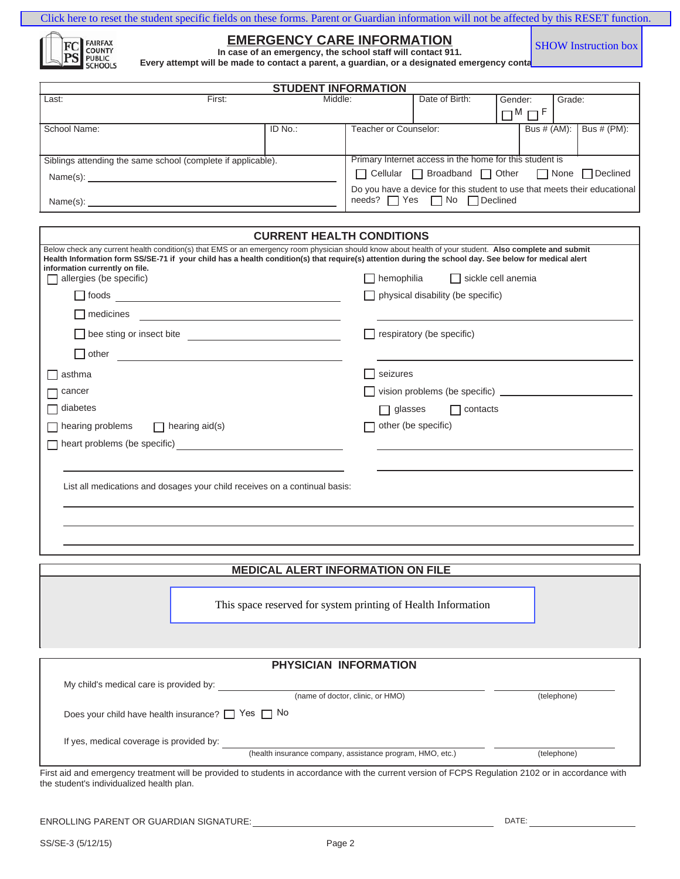Click here to reset the student specific fields on these forms. Parent or Guardian information will not be affected by this RESET function.

FAIRFAX COUNTY PUBLIC SCHOOLS

# EMERGENCY CARE INFORMATION

**In case of an emergency, the school staff will contact 911.**
**Every attempt will be made to contact a parent, a guardian, or a designated emergency conta**

SHOW Instruction box

## STUDENT INFORMATION

| Last: | First: | Middle: | Date of Birth: | Gender: ☐ M ☐ F | Grade: |
|---|---|---|---|---|---|
| School Name: | ID No.: | Teacher or Counselor: | | Bus # (AM): | Bus # (PM): |

Siblings attending the same school (complete if applicable).

Name(s): ______________________________

Name(s): ______________________________

Primary Internet access in the home for this student is
☐ Cellular ☐ Broadband ☐ Other ☐ None ☐ Declined

Do you have a device for this student to use that meets their educational needs? ☐ Yes ☐ No ☐ Declined

## CURRENT HEALTH CONDITIONS

Below check any current health condition(s) that EMS or an emergency room physician should know about health of your student. **Also complete and submit Health Information form SS/SE-71 if your child has a health condition(s) that require(s) attention during the school day. See below for medical alert information currently on file.**

- ☐ allergies (be specific)
  - ☐ foods ______________________________
  - ☐ medicines ______________________________
  - ☐ bee sting or insect bite ______________________________
  - ☐ other ______________________________
- ☐ asthma
- ☐ cancer
- ☐ diabetes
- ☐ hearing problems ☐ hearing aid(s)
- ☐ heart problems (be specific) ______________________________
- ☐ hemophilia ☐ sickle cell anemia
- ☐ physical disability (be specific) ______________________________
- ☐ respiratory (be specific) ______________________________
- ☐ seizures
- ☐ vision problems (be specific) ______________________________
  - ☐ glasses ☐ contacts
- ☐ other (be specific) ______________________________

List all medications and dosages your child receives on a continual basis:

______________________________

______________________________

______________________________

## MEDICAL ALERT INFORMATION ON FILE

This space reserved for system printing of Health Information

## PHYSICIAN INFORMATION

My child's medical care is provided by: ______________________________ (name of doctor, clinic, or HMO) ____________ (telephone)

Does your child have health insurance? ☐ Yes ☐ No

If yes, medical coverage is provided by: ______________________________ (health insurance company, assistance program, HMO, etc.) ____________ (telephone)

First aid and emergency treatment will be provided to students in accordance with the current version of FCPS Regulation 2102 or in accordance with the student's individualized health plan.

ENROLLING PARENT OR GUARDIAN SIGNATURE: ______________________________ DATE: ____________

SS/SE-3 (5/12/15)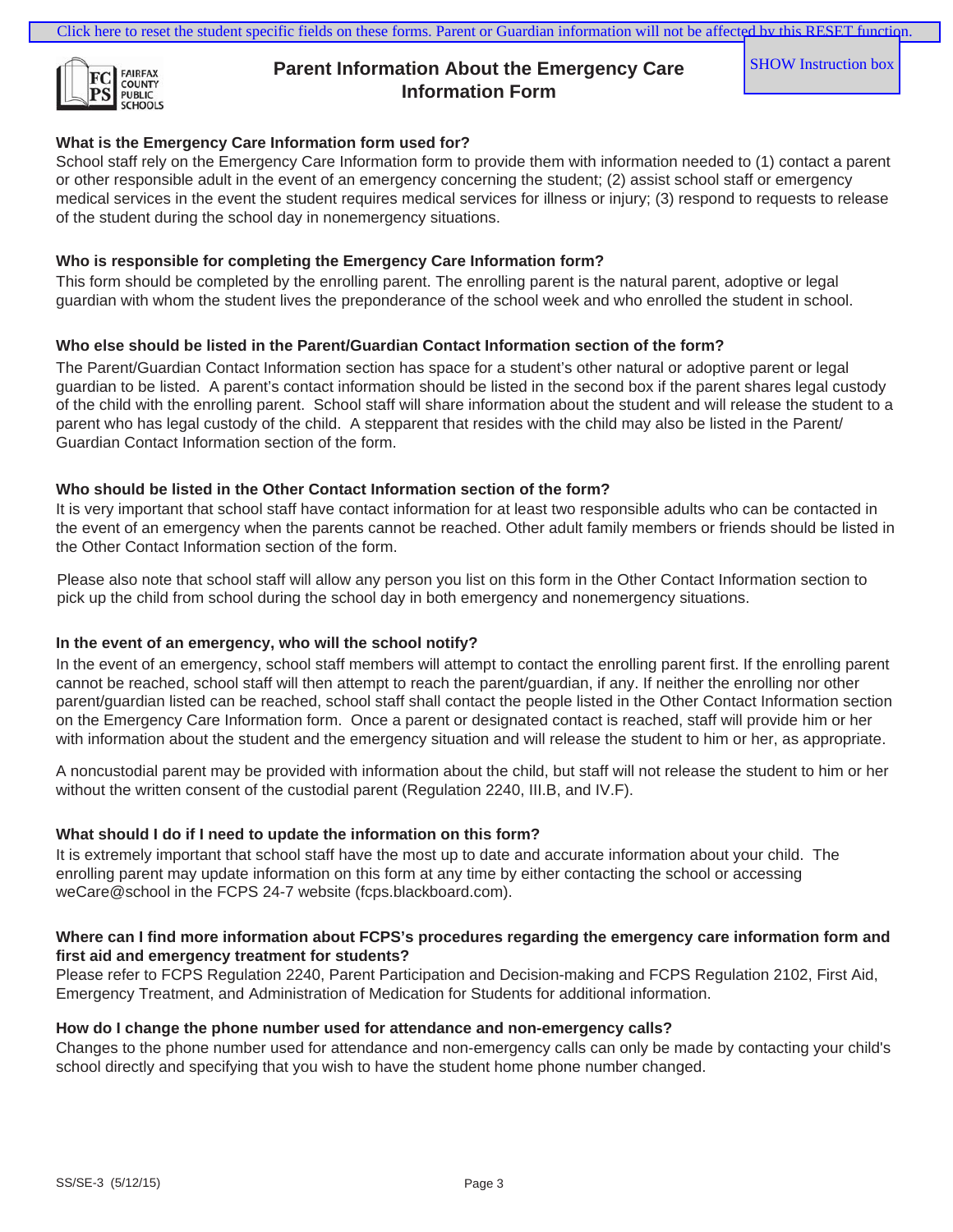Click here to reset the student specific fields on these forms. Parent or Guardian information will not be affected by this RESET function.

SHOW Instruction box

# Parent Information About the Emergency Care Information Form

**What is the Emergency Care Information form used for?**
School staff rely on the Emergency Care Information form to provide them with information needed to (1) contact a parent or other responsible adult in the event of an emergency concerning the student; (2) assist school staff or emergency medical services in the event the student requires medical services for illness or injury; (3) respond to requests to release of the student during the school day in nonemergency situations.

**Who is responsible for completing the Emergency Care Information form?**
This form should be completed by the enrolling parent. The enrolling parent is the natural parent, adoptive or legal guardian with whom the student lives the preponderance of the school week and who enrolled the student in school.

**Who else should be listed in the Parent/Guardian Contact Information section of the form?**
The Parent/Guardian Contact Information section has space for a student's other natural or adoptive parent or legal guardian to be listed. A parent's contact information should be listed in the second box if the parent shares legal custody of the child with the enrolling parent. School staff will share information about the student and will release the student to a parent who has legal custody of the child. A stepparent that resides with the child may also be listed in the Parent/Guardian Contact Information section of the form.

**Who should be listed in the Other Contact Information section of the form?**
It is very important that school staff have contact information for at least two responsible adults who can be contacted in the event of an emergency when the parents cannot be reached. Other adult family members or friends should be listed in the Other Contact Information section of the form.

Please also note that school staff will allow any person you list on this form in the Other Contact Information section to pick up the child from school during the school day in both emergency and nonemergency situations.

**In the event of an emergency, who will the school notify?**
In the event of an emergency, school staff members will attempt to contact the enrolling parent first. If the enrolling parent cannot be reached, school staff will then attempt to reach the parent/guardian, if any. If neither the enrolling nor other parent/guardian listed can be reached, school staff shall contact the people listed in the Other Contact Information section on the Emergency Care Information form. Once a parent or designated contact is reached, staff will provide him or her with information about the student and the emergency situation and will release the student to him or her, as appropriate.

A noncustodial parent may be provided with information about the child, but staff will not release the student to him or her without the written consent of the custodial parent (Regulation 2240, III.B, and IV.F).

**What should I do if I need to update the information on this form?**
It is extremely important that school staff have the most up to date and accurate information about your child. The enrolling parent may update information on this form at any time by either contacting the school or accessing weCare@school in the FCPS 24-7 website (fcps.blackboard.com).

**Where can I find more information about FCPS's procedures regarding the emergency care information form and first aid and emergency treatment for students?**
Please refer to FCPS Regulation 2240, Parent Participation and Decision-making and FCPS Regulation 2102, First Aid, Emergency Treatment, and Administration of Medication for Students for additional information.

**How do I change the phone number used for attendance and non-emergency calls?**
Changes to the phone number used for attendance and non-emergency calls can only be made by contacting your child's school directly and specifying that you wish to have the student home phone number changed.

SS/SE-3 (5/12/15)